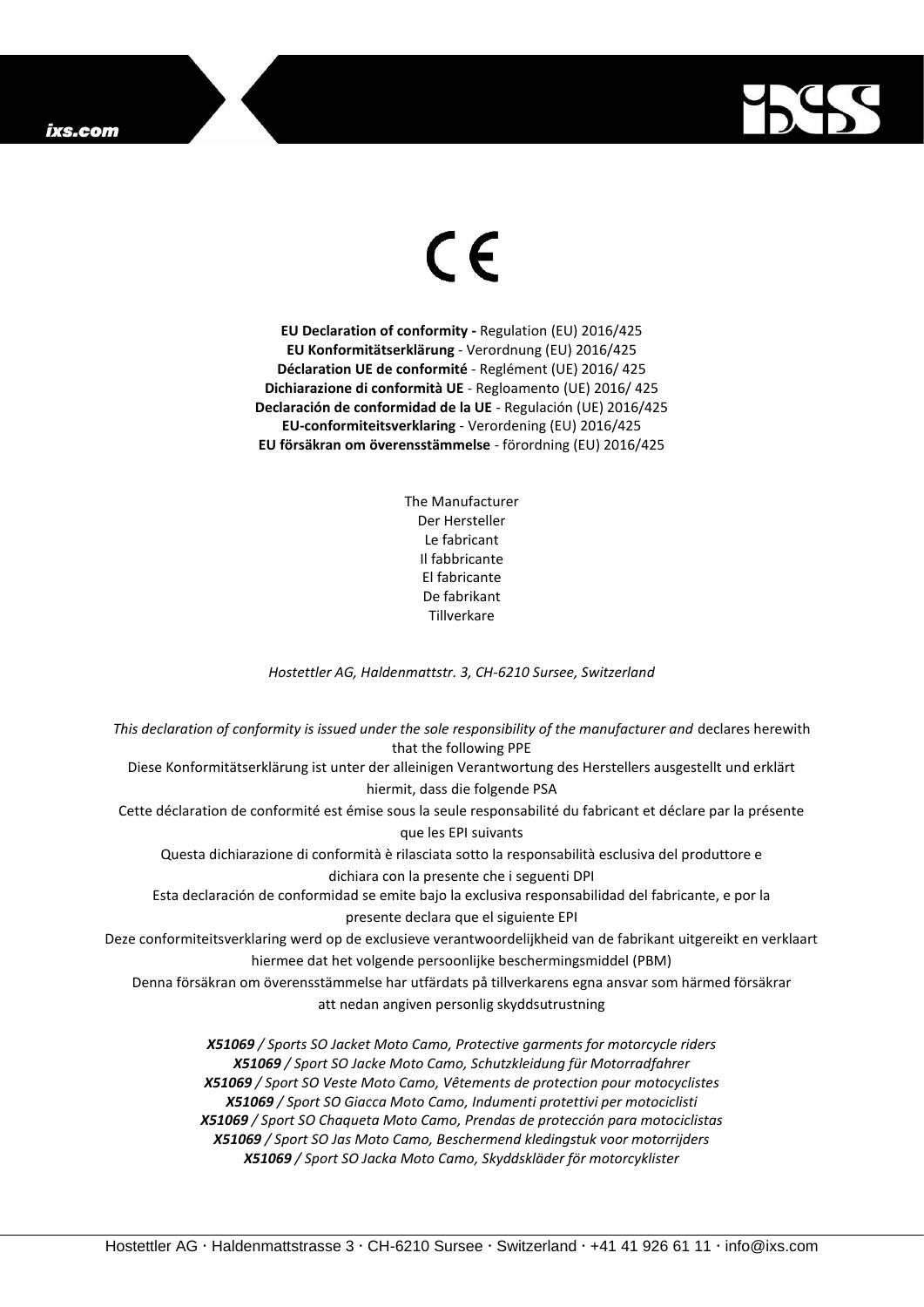CE

**EU Declaration of conformity -** Regulation (EU) 2016/425
**EU Konformitätserklärung** - Verordnung (EU) 2016/425
**Déclaration UE de conformité** - Reglément (UE) 2016/ 425
**Dichiarazione di conformità UE** - Regloamento (UE) 2016/ 425
**Declaración de conformidad de la UE** - Regulación (UE) 2016/425
**EU-conformiteitsverklaring** - Verordening (EU) 2016/425
**EU försäkran om överensstämmelse** - förordning (EU) 2016/425

The Manufacturer
Der Hersteller
Le fabricant
Il fabbricante
El fabricante
De fabrikant
Tillverkare

*Hostettler AG, Haldenmattstr. 3, CH-6210 Sursee, Switzerland*

*This declaration of conformity is issued under the sole responsibility of the manufacturer and* declares herewith that the following PPE

Diese Konformitätserklärung ist unter der alleinigen Verantwortung des Herstellers ausgestellt und erklärt hiermit, dass die folgende PSA

Cette déclaration de conformité est émise sous la seule responsabilité du fabricant et déclare par la présente que les EPI suivants

Questa dichiarazione di conformità è rilasciata sotto la responsabilità esclusiva del produttore e dichiara con la presente che i seguenti DPI

Esta declaración de conformidad se emite bajo la exclusiva responsabilidad del fabricante, e por la presente declara que el siguiente EPI

Deze conformiteitsverklaring werd op de exclusieve verantwoordelijkheid van de fabrikant uitgereikt en verklaart hiermee dat het volgende persoonlijke beschermingsmiddel (PBM)

Denna försäkran om överensstämmelse har utfärdats på tillverkarens egna ansvar som härmed försäkrar att nedan angiven personlig skyddsutrustning

***X51069** / Sports SO Jacket Moto Camo, Protective garments for motorcycle riders*
***X51069** / Sport SO Jacke Moto Camo, Schutzkleidung für Motorradfahrer*
***X51069** / Sport SO Veste Moto Camo, Vêtements de protection pour motocyclistes*
***X51069** / Sport SO Giacca Moto Camo, Indumenti protettivi per motociclisti*
***X51069** / Sport SO Chaqueta Moto Camo, Prendas de protección para motociclistas*
***X51069** / Sport SO Jas Moto Camo, Beschermend kledingstuk voor motorrijders*
***X51069** / Sport SO Jacka Moto Camo, Skyddskläder för motorcyklister*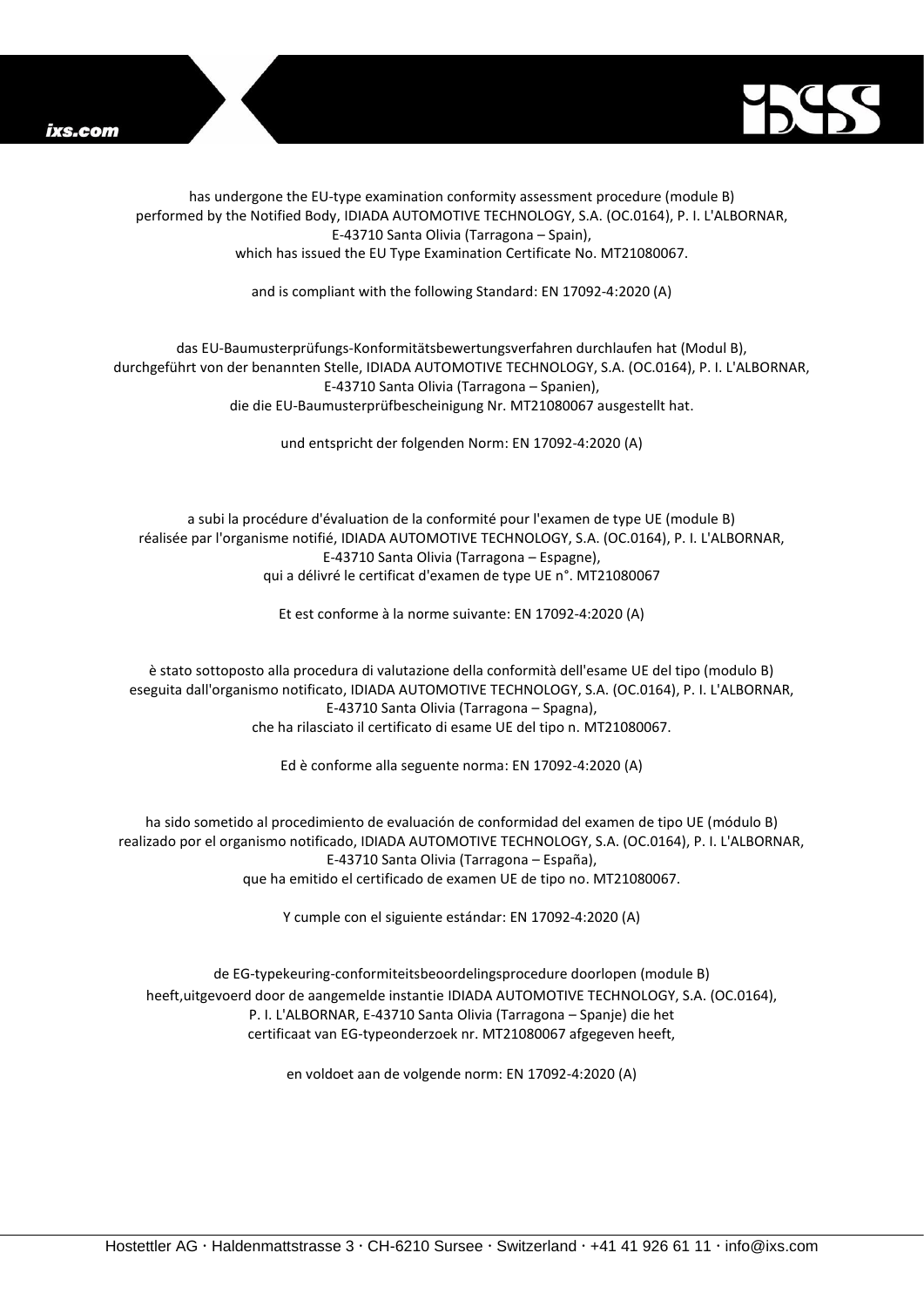has undergone the EU-type examination conformity assessment procedure (module B) performed by the Notified Body, IDIADA AUTOMOTIVE TECHNOLOGY, S.A. (OC.0164), P. I. L'ALBORNAR, E-43710 Santa Olivia (Tarragona – Spain), which has issued the EU Type Examination Certificate No. MT21080067.

and is compliant with the following Standard: EN 17092-4:2020 (A)

das EU-Baumusterprüfungs-Konformitätsbewertungsverfahren durchlaufen hat (Modul B), durchgeführt von der benannten Stelle, IDIADA AUTOMOTIVE TECHNOLOGY, S.A. (OC.0164), P. I. L'ALBORNAR, E-43710 Santa Olivia (Tarragona – Spanien), die die EU-Baumusterprüfbescheinigung Nr. MT21080067 ausgestellt hat.

und entspricht der folgenden Norm: EN 17092-4:2020 (A)

a subi la procédure d'évaluation de la conformité pour l'examen de type UE (module B) réalisée par l'organisme notifié, IDIADA AUTOMOTIVE TECHNOLOGY, S.A. (OC.0164), P. I. L'ALBORNAR, E-43710 Santa Olivia (Tarragona – Espagne), qui a délivré le certificat d'examen de type UE n°. MT21080067

Et est conforme à la norme suivante: EN 17092-4:2020 (A)

è stato sottoposto alla procedura di valutazione della conformità dell'esame UE del tipo (modulo B) eseguita dall'organismo notificato, IDIADA AUTOMOTIVE TECHNOLOGY, S.A. (OC.0164), P. I. L'ALBORNAR, E-43710 Santa Olivia (Tarragona – Spagna), che ha rilasciato il certificato di esame UE del tipo n. MT21080067.

Ed è conforme alla seguente norma: EN 17092-4:2020 (A)

ha sido sometido al procedimiento de evaluación de conformidad del examen de tipo UE (módulo B) realizado por el organismo notificado, IDIADA AUTOMOTIVE TECHNOLOGY, S.A. (OC.0164), P. I. L'ALBORNAR, E-43710 Santa Olivia (Tarragona – España), que ha emitido el certificado de examen UE de tipo no. MT21080067.

Y cumple con el siguiente estándar: EN 17092-4:2020 (A)

de EG-typekeuring-conformiteitsbeoordelingsprocedure doorlopen (module B) heeft,uitgevoerd door de aangemelde instantie IDIADA AUTOMOTIVE TECHNOLOGY, S.A. (OC.0164), P. I. L'ALBORNAR, E-43710 Santa Olivia (Tarragona – Spanje) die het certificaat van EG-typeonderzoek nr. MT21080067 afgegeven heeft,

en voldoet aan de volgende norm: EN 17092-4:2020 (A)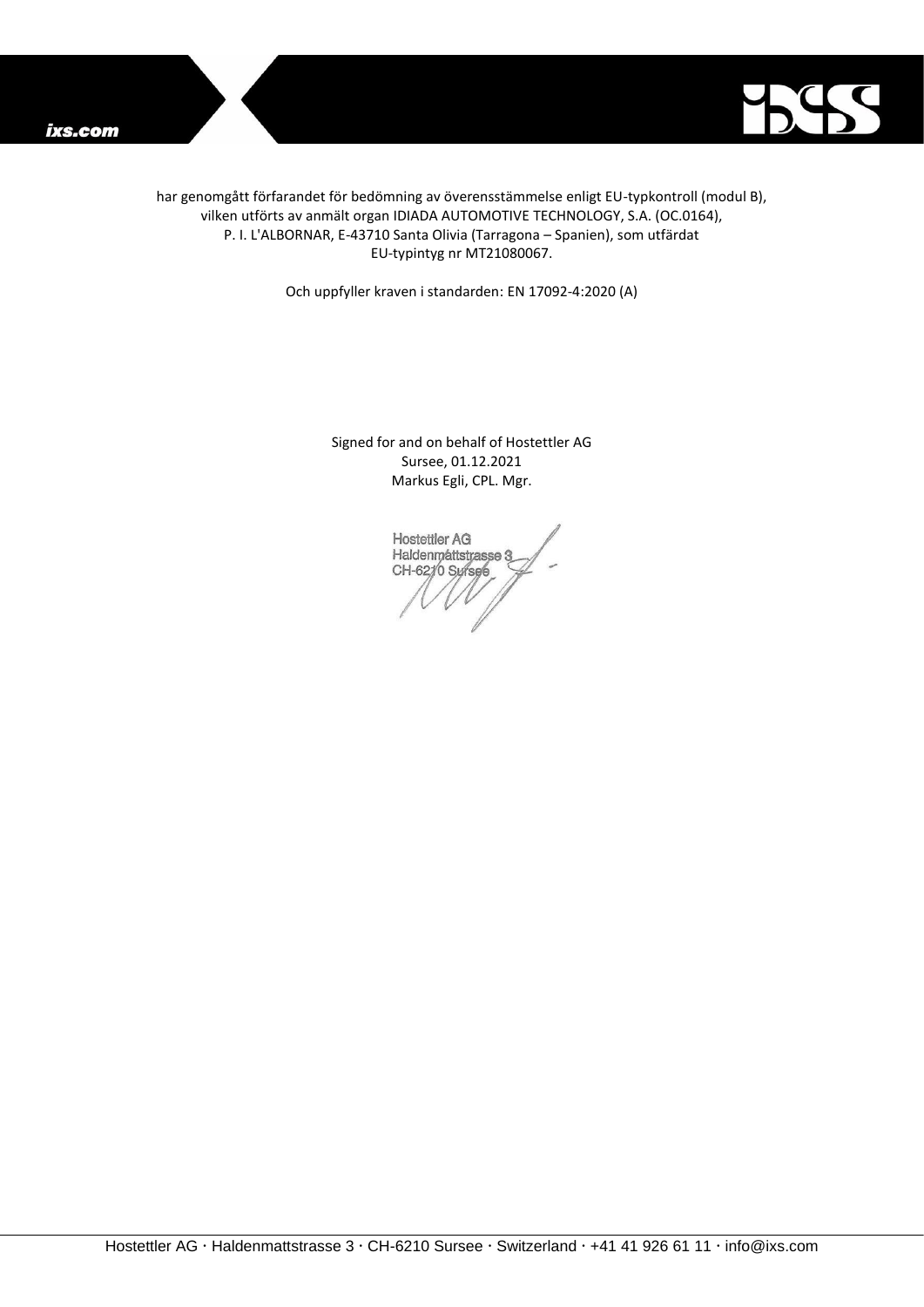har genomgått förfarandet för bedömning av överensstämmelse enligt EU-typkontroll (modul B), vilken utförts av anmält organ IDIADA AUTOMOTIVE TECHNOLOGY, S.A. (OC.0164), P. I. L'ALBORNAR, E-43710 Santa Olivia (Tarragona – Spanien), som utfärdat EU-typintyg nr MT21080067.

Och uppfyller kraven i standarden: EN 17092-4:2020 (A)

Signed for and on behalf of Hostettler AG
Sursee, 01.12.2021
Markus Egli, CPL. Mgr.

Hostettler AG
Haldenmattstrasse 3
CH-6210 Sursee